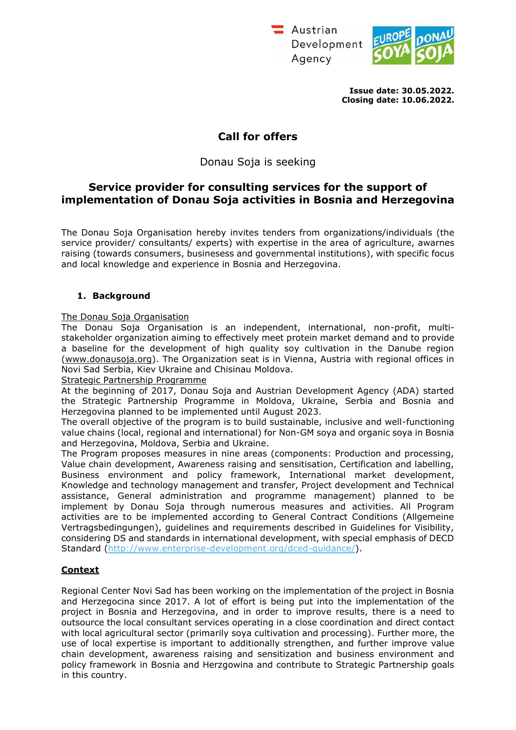Austrian Development Agency

**Issue date: 30.05.2022.**
**Closing date: 10.06.2022.**

# Call for offers

Donau Soja is seeking

## Service provider for consulting services for the support of implementation of Donau Soja activities in Bosnia and Herzegovina

The Donau Soja Organisation hereby invites tenders from organizations/individuals (the service provider/ consultants/ experts) with expertise in the area of agriculture, awarnes raising (towards consumers, businesess and governmental institutions), with specific focus and local knowledge and experience in Bosnia and Herzegovina.

### 1. Background

The Donau Soja Organisation

The Donau Soja Organisation is an independent, international, non-profit, multi-stakeholder organization aiming to effectively meet protein market demand and to provide a baseline for the development of high quality soy cultivation in the Danube region (www.donausoja.org). The Organization seat is in Vienna, Austria with regional offices in Novi Sad Serbia, Kiev Ukraine and Chisinau Moldova.

Strategic Partnership Programme

At the beginning of 2017, Donau Soja and Austrian Development Agency (ADA) started the Strategic Partnership Programme in Moldova, Ukraine, Serbia and Bosnia and Herzegovina planned to be implemented until August 2023.

The overall objective of the program is to build sustainable, inclusive and well-functioning value chains (local, regional and international) for Non-GM soya and organic soya in Bosnia and Herzegovina, Moldova, Serbia and Ukraine.

The Program proposes measures in nine areas (components: Production and processing, Value chain development, Awareness raising and sensitisation, Certification and labelling, Business environment and policy framework, International market development, Knowledge and technology management and transfer, Project development and Technical assistance, General administration and programme management) planned to be implement by Donau Soja through numerous measures and activities. All Program activities are to be implemented according to General Contract Conditions (Allgemeine Vertragsbedingungen), guidelines and requirements described in Guidelines for Visibility, considering DS and standards in international development, with special emphasis of DECD Standard (http://www.enterprise-development.org/dced-guidance/).

**Context**

Regional Center Novi Sad has been working on the implementation of the project in Bosnia and Herzegocina since 2017. A lot of effort is being put into the implementation of the project in Bosnia and Herzegovina, and in order to improve results, there is a need to outsource the local consultant services operating in a close coordination and direct contact with local agricultural sector (primarily soya cultivation and processing). Further more, the use of local expertise is important to additionally strengthen, and further improve value chain development, awareness raising and sensitization and business environment and policy framework in Bosnia and Herzgowina and contribute to Strategic Partnership goals in this country.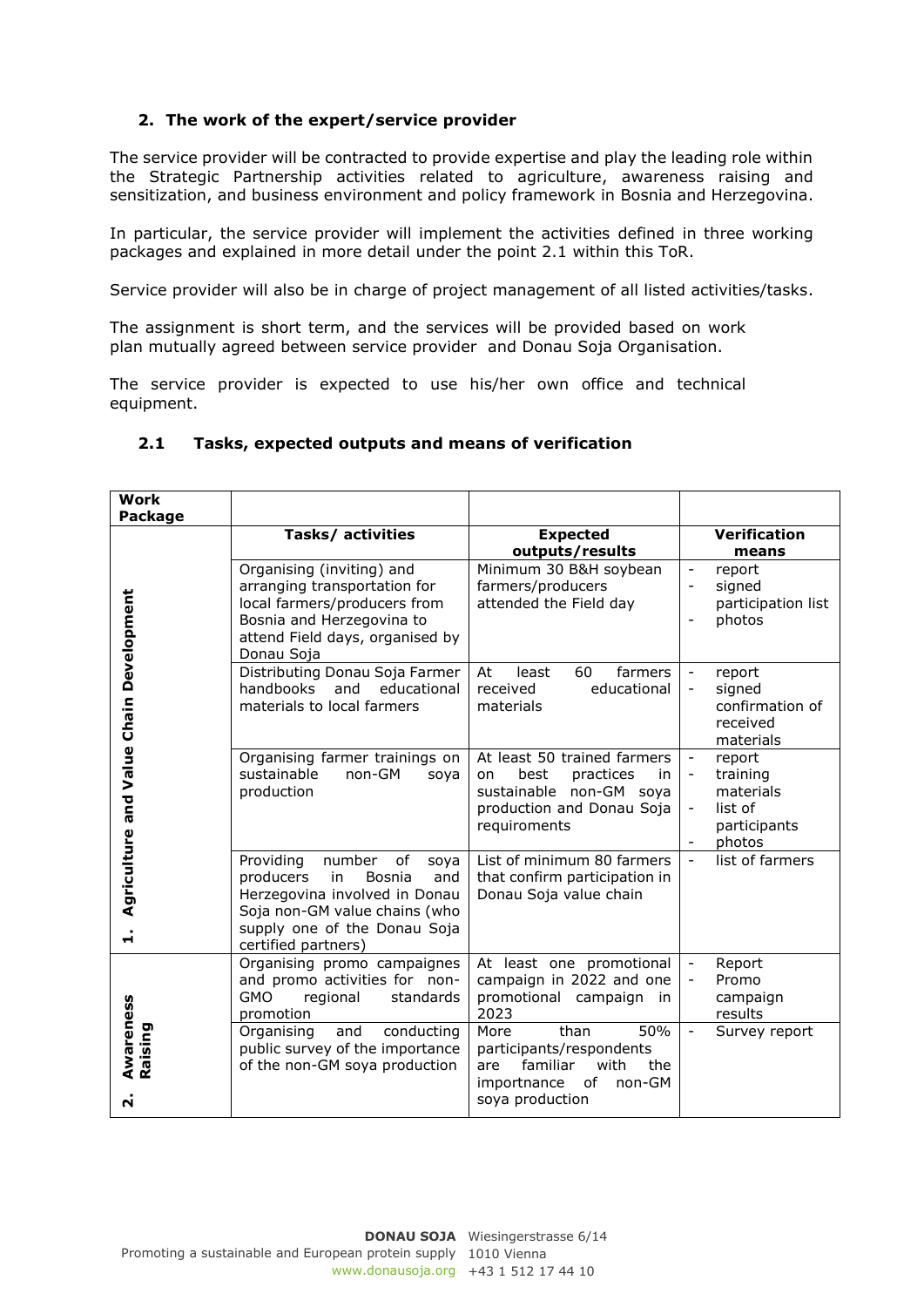## 2. The work of the expert/service provider

The service provider will be contracted to provide expertise and play the leading role within the Strategic Partnership activities related to agriculture, awareness raising and sensitization, and business environment and policy framework in Bosnia and Herzegovina.

In particular, the service provider will implement the activities defined in three working packages and explained in more detail under the point 2.1 within this ToR.

Service provider will also be in charge of project management of all listed activities/tasks.

The assignment is short term, and the services will be provided based on work plan mutually agreed between service provider and Donau Soja Organisation.

The service provider is expected to use his/her own office and technical equipment.

### 2.1 Tasks, expected outputs and means of verification

| Work Package | | | |
|---|---|---|---|
| | **Tasks/ activities** | **Expected outputs/results** | **Verification means** |
| 1. Agriculture and Value Chain Development | Organising (inviting) and arranging transportation for local farmers/producers from Bosnia and Herzegovina to attend Field days, organised by Donau Soja | Minimum 30 B&H soybean farmers/producers attended the Field day | - report<br>- signed participation list<br>- photos |
| | Distributing Donau Soja Farmer handbooks and educational materials to local farmers | At least 60 farmers received educational materials | - report<br>- signed confirmation of received materials |
| | Organising farmer trainings on sustainable non-GM soya production | At least 50 trained farmers on best practices in sustainable non-GM soya production and Donau Soja requirements | - report<br>- training materials<br>- list of participants<br>- photos |
| | Providing number of soya producers in Bosnia and Herzegovina involved in Donau Soja non-GM value chains (who supply one of the Donau Soja certified partners) | List of minimum 80 farmers that confirm participation in Donau Soja value chain | - list of farmers |
| 2. Awareness Raising | Organising promo campaignes and promo activities for non-GMO regional standards promotion | At least one promotional campaign in 2022 and one promotional campaign in 2023 | - Report<br>- Promo campaign results |
| | Organising and conducting public survey of the importance of the non-GM soya production | More than 50% participants/respondents are familiar with the importnance of non-GM soya production | - Survey report |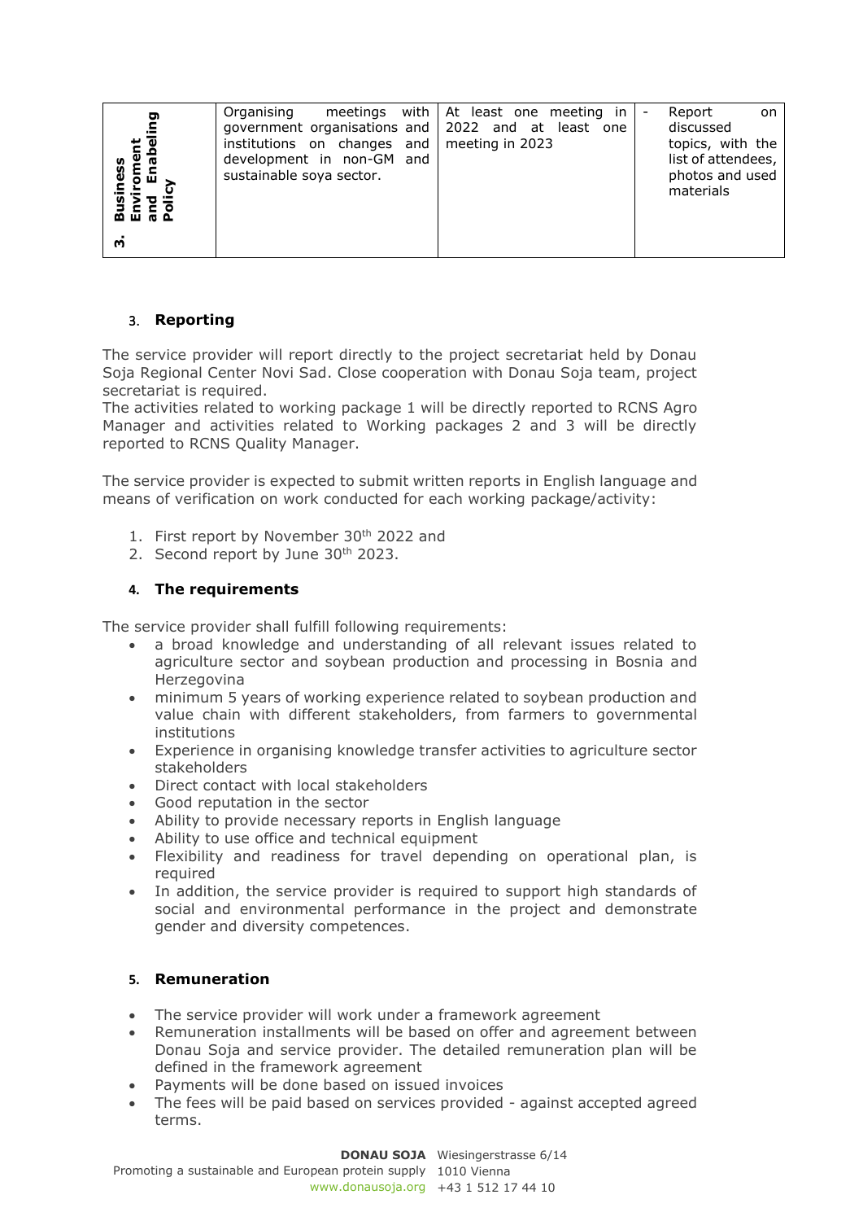| 3. Business Enviroment and Enabeling Policy | Organising meetings with government organisations and institutions on changes and development in non-GM and sustainable soya sector. | At least one meeting in 2022 and at least one meeting in 2023 | - Report on discussed topics, with the list of attendees, photos and used materials |
|---|---|---|---|

### 3. **Reporting**

The service provider will report directly to the project secretariat held by Donau Soja Regional Center Novi Sad. Close cooperation with Donau Soja team, project secretariat is required.
The activities related to working package 1 will be directly reported to RCNS Agro Manager and activities related to Working packages 2 and 3 will be directly reported to RCNS Quality Manager.

The service provider is expected to submit written reports in English language and means of verification on work conducted for each working package/activity:

1. First report by November 30th 2022 and
2. Second report by June 30th 2023.

### 4. **The requirements**

The service provider shall fulfill following requirements:

- a broad knowledge and understanding of all relevant issues related to agriculture sector and soybean production and processing in Bosnia and Herzegovina
- minimum 5 years of working experience related to soybean production and value chain with different stakeholders, from farmers to governmental institutions
- Experience in organising knowledge transfer activities to agriculture sector stakeholders
- Direct contact with local stakeholders
- Good reputation in the sector
- Ability to provide necessary reports in English language
- Ability to use office and technical equipment
- Flexibility and readiness for travel depending on operational plan, is required
- In addition, the service provider is required to support high standards of social and environmental performance in the project and demonstrate gender and diversity competences.

### 5. **Remuneration**

- The service provider will work under a framework agreement
- Remuneration installments will be based on offer and agreement between Donau Soja and service provider. The detailed remuneration plan will be defined in the framework agreement
- Payments will be done based on issued invoices
- The fees will be paid based on services provided - against accepted agreed terms.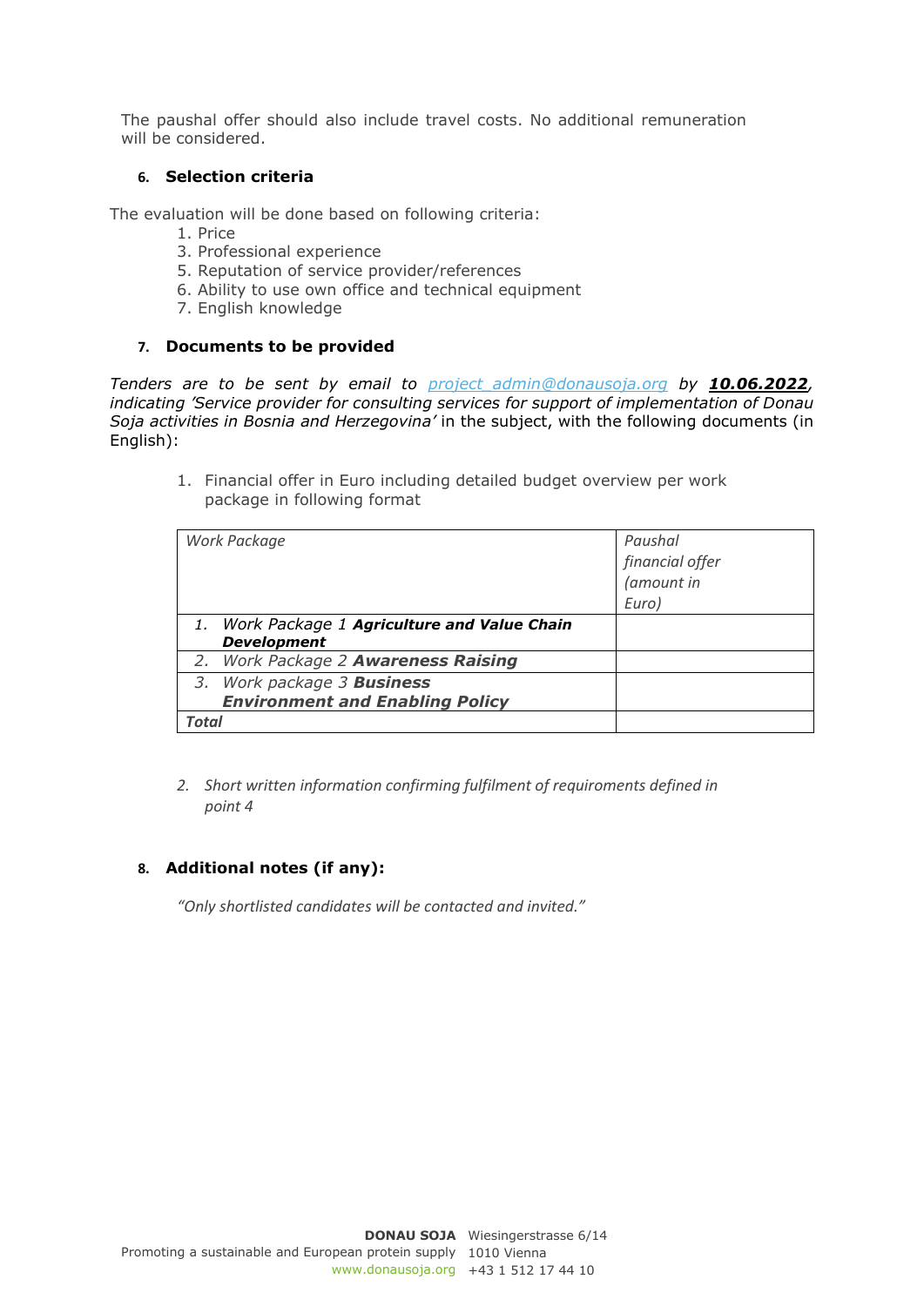The paushal offer should also include travel costs. No additional remuneration will be considered.

## 6. Selection criteria

The evaluation will be done based on following criteria:

1. Price
3. Professional experience
5. Reputation of service provider/references
6. Ability to use own office and technical equipment
7. English knowledge

## 7. Documents to be provided

*Tenders are to be sent by email to [project_admin@donausoja.org](mailto:project_admin@donausoja.org) by **10.06.2022**, indicating 'Service provider for consulting services for support of implementation of Donau Soja activities in Bosnia and Herzegovina'* in the subject, with the following documents (in English):

1. Financial offer in Euro including detailed budget overview per work package in following format

| *Work Package* | *Paushal financial offer (amount in Euro)* |
|---|---|
| *1. Work Package 1 **Agriculture and Value Chain Development*** | |
| *2. Work Package 2 **Awareness Raising*** | |
| *3. Work package 3 **Business Environment and Enabling Policy*** | |
| ***Total*** | |

2. *Short written information confirming fulfilment of requiroments defined in point 4*

## 8. Additional notes (if any):

*"Only shortlisted candidates will be contacted and invited."*

**DONAU SOJA** Wiesingerstrasse 6/14
Promoting a sustainable and European protein supply 1010 Vienna
www.donausoja.org +43 1 512 17 44 10